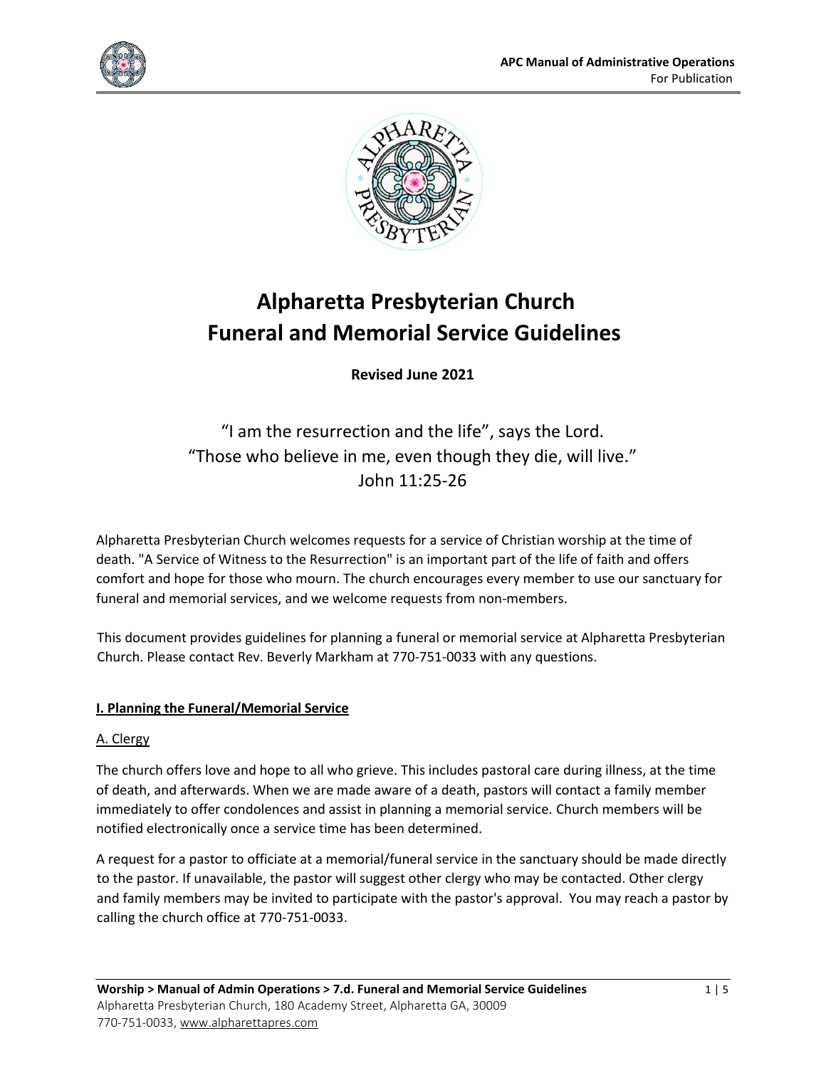# Alpharetta Presbyterian Church
# Funeral and Memorial Service Guidelines

**Revised June 2021**

"I am the resurrection and the life", says the Lord.
"Those who believe in me, even though they die, will live."
John 11:25-26

Alpharetta Presbyterian Church welcomes requests for a service of Christian worship at the time of death. "A Service of Witness to the Resurrection" is an important part of the life of faith and offers comfort and hope for those who mourn. The church encourages every member to use our sanctuary for funeral and memorial services, and we welcome requests from non-members.

This document provides guidelines for planning a funeral or memorial service at Alpharetta Presbyterian Church. Please contact Rev. Beverly Markham at 770-751-0033 with any questions.

## I. Planning the Funeral/Memorial Service

### A. Clergy

The church offers love and hope to all who grieve. This includes pastoral care during illness, at the time of death, and afterwards. When we are made aware of a death, pastors will contact a family member immediately to offer condolences and assist in planning a memorial service. Church members will be notified electronically once a service time has been determined.

A request for a pastor to officiate at a memorial/funeral service in the sanctuary should be made directly to the pastor. If unavailable, the pastor will suggest other clergy who may be contacted. Other clergy and family members may be invited to participate with the pastor's approval. You may reach a pastor by calling the church office at 770-751-0033.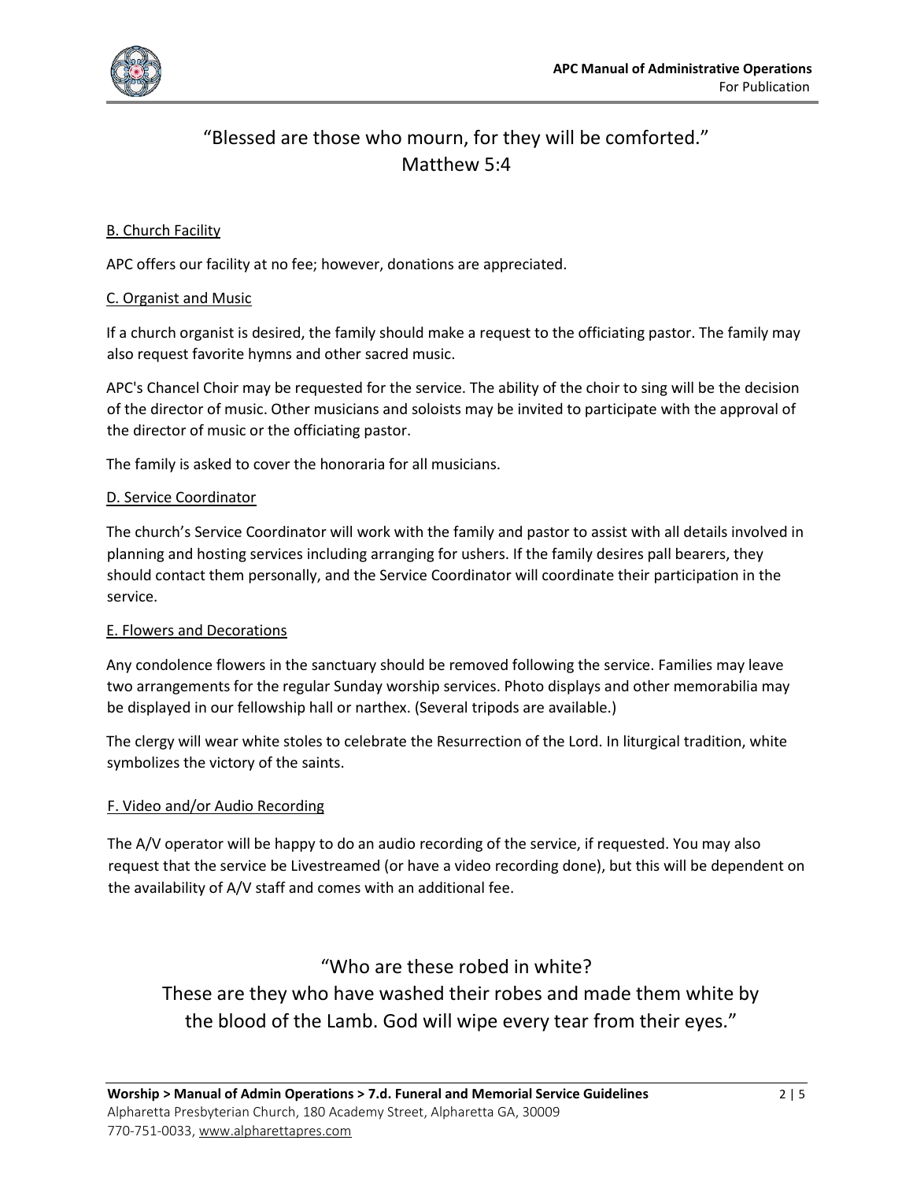“Blessed are those who mourn, for they will be comforted.”
Matthew 5:4

B. Church Facility

APC offers our facility at no fee; however, donations are appreciated.

C. Organist and Music

If a church organist is desired, the family should make a request to the officiating pastor. The family may also request favorite hymns and other sacred music.

APC's Chancel Choir may be requested for the service. The ability of the choir to sing will be the decision of the director of music. Other musicians and soloists may be invited to participate with the approval of the director of music or the officiating pastor.

The family is asked to cover the honoraria for all musicians.

D. Service Coordinator

The church’s Service Coordinator will work with the family and pastor to assist with all details involved in planning and hosting services including arranging for ushers. If the family desires pall bearers, they should contact them personally, and the Service Coordinator will coordinate their participation in the service.

E. Flowers and Decorations

Any condolence flowers in the sanctuary should be removed following the service. Families may leave two arrangements for the regular Sunday worship services. Photo displays and other memorabilia may be displayed in our fellowship hall or narthex. (Several tripods are available.)

The clergy will wear white stoles to celebrate the Resurrection of the Lord. In liturgical tradition, white symbolizes the victory of the saints.

F. Video and/or Audio Recording

The A/V operator will be happy to do an audio recording of the service, if requested. You may also request that the service be Livestreamed (or have a video recording done), but this will be dependent on the availability of A/V staff and comes with an additional fee.

“Who are these robed in white?
These are they who have washed their robes and made them white by the blood of the Lamb. God will wipe every tear from their eyes.”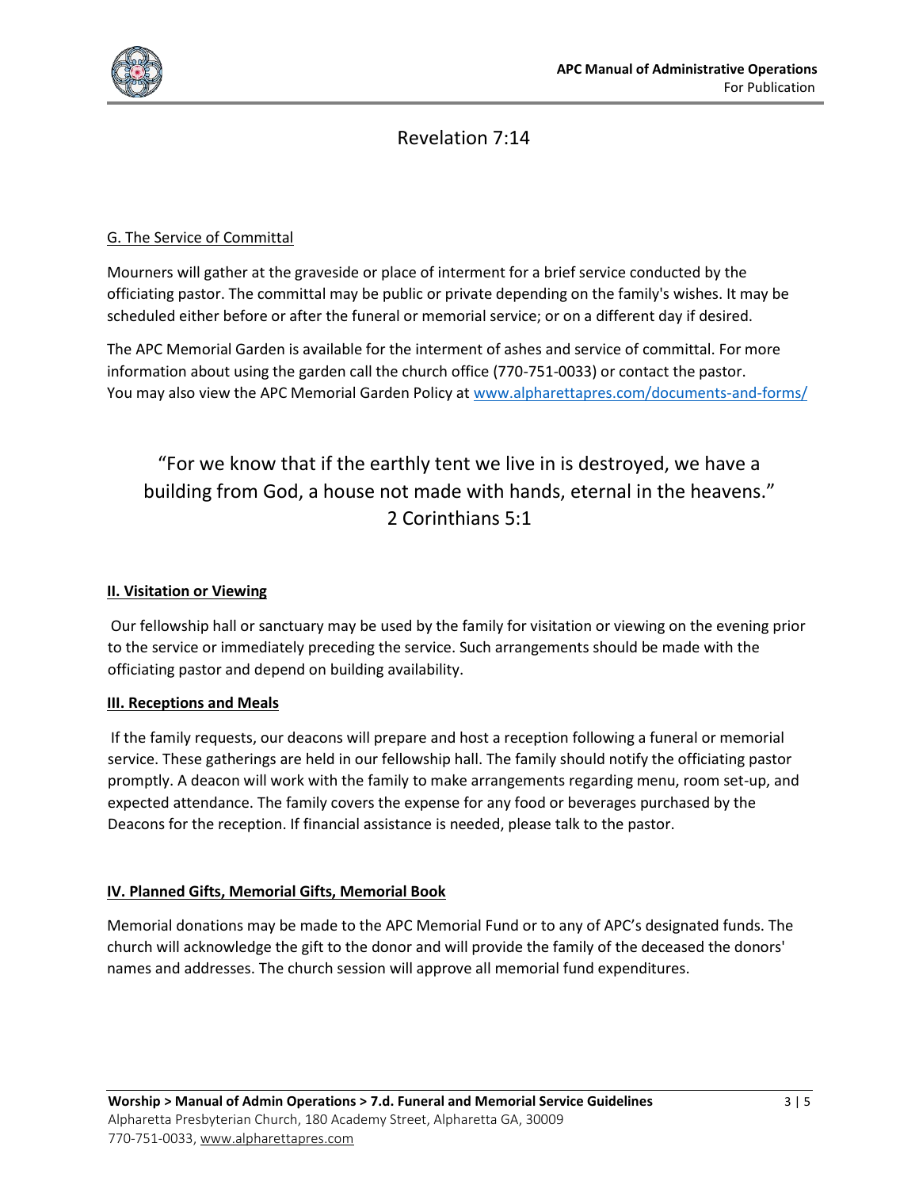Revelation 7:14

G. The Service of Committal

Mourners will gather at the graveside or place of interment for a brief service conducted by the officiating pastor. The committal may be public or private depending on the family's wishes. It may be scheduled either before or after the funeral or memorial service; or on a different day if desired.

The APC Memorial Garden is available for the interment of ashes and service of committal. For more information about using the garden call the church office (770-751-0033) or contact the pastor. You may also view the APC Memorial Garden Policy at www.alpharettapres.com/documents-and-forms/

"For we know that if the earthly tent we live in is destroyed, we have a building from God, a house not made with hands, eternal in the heavens."
2 Corinthians 5:1

## II. Visitation or Viewing

Our fellowship hall or sanctuary may be used by the family for visitation or viewing on the evening prior to the service or immediately preceding the service. Such arrangements should be made with the officiating pastor and depend on building availability.

## III. Receptions and Meals

If the family requests, our deacons will prepare and host a reception following a funeral or memorial service. These gatherings are held in our fellowship hall. The family should notify the officiating pastor promptly. A deacon will work with the family to make arrangements regarding menu, room set-up, and expected attendance. The family covers the expense for any food or beverages purchased by the Deacons for the reception. If financial assistance is needed, please talk to the pastor.

## IV. Planned Gifts, Memorial Gifts, Memorial Book

Memorial donations may be made to the APC Memorial Fund or to any of APC's designated funds. The church will acknowledge the gift to the donor and will provide the family of the deceased the donors' names and addresses. The church session will approve all memorial fund expenditures.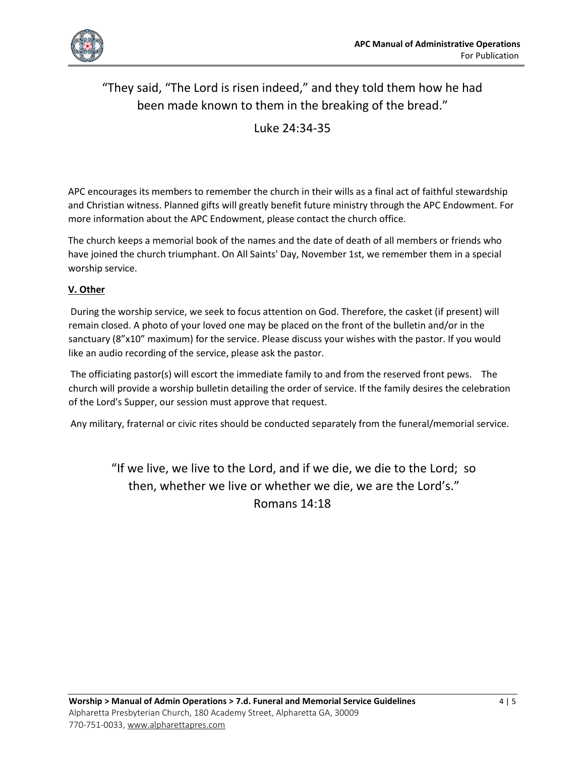"They said, "The Lord is risen indeed," and they told them how he had been made known to them in the breaking of the bread."

Luke 24:34-35

APC encourages its members to remember the church in their wills as a final act of faithful stewardship and Christian witness. Planned gifts will greatly benefit future ministry through the APC Endowment. For more information about the APC Endowment, please contact the church office.

The church keeps a memorial book of the names and the date of death of all members or friends who have joined the church triumphant. On All Saints' Day, November 1st, we remember them in a special worship service.

## V. Other

During the worship service, we seek to focus attention on God. Therefore, the casket (if present) will remain closed. A photo of your loved one may be placed on the front of the bulletin and/or in the sanctuary (8"x10" maximum) for the service. Please discuss your wishes with the pastor. If you would like an audio recording of the service, please ask the pastor.

The officiating pastor(s) will escort the immediate family to and from the reserved front pews. The church will provide a worship bulletin detailing the order of service. If the family desires the celebration of the Lord's Supper, our session must approve that request.

Any military, fraternal or civic rites should be conducted separately from the funeral/memorial service.

"If we live, we live to the Lord, and if we die, we die to the Lord; so then, whether we live or whether we die, we are the Lord's."
Romans 14:18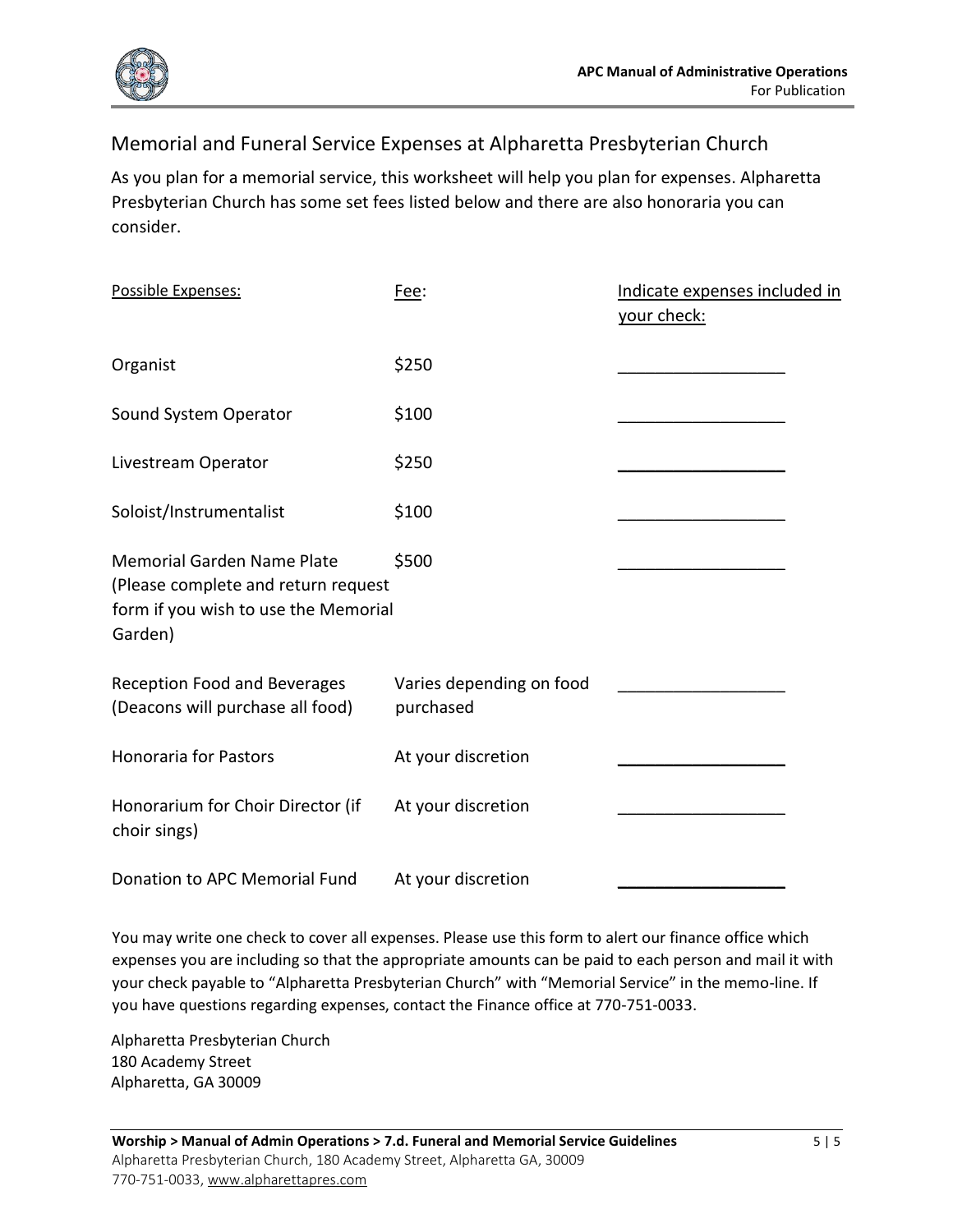## Memorial and Funeral Service Expenses at Alpharetta Presbyterian Church

As you plan for a memorial service, this worksheet will help you plan for expenses. Alpharetta Presbyterian Church has some set fees listed below and there are also honoraria you can consider.

| Possible Expenses: | Fee: | Indicate expenses included in your check: |
|---|---|---|
| Organist | $250 | __________________ |
| Sound System Operator | $100 | __________________ |
| Livestream Operator | $250 | __________________ |
| Soloist/Instrumentalist | $100 | __________________ |
| Memorial Garden Name Plate (Please complete and return request form if you wish to use the Memorial Garden) | $500 | __________________ |
| Reception Food and Beverages (Deacons will purchase all food) | Varies depending on food purchased | __________________ |
| Honoraria for Pastors | At your discretion | __________________ |
| Honorarium for Choir Director (if choir sings) | At your discretion | __________________ |
| Donation to APC Memorial Fund | At your discretion | __________________ |

You may write one check to cover all expenses. Please use this form to alert our finance office which expenses you are including so that the appropriate amounts can be paid to each person and mail it with your check payable to "Alpharetta Presbyterian Church" with "Memorial Service" in the memo-line. If you have questions regarding expenses, contact the Finance office at 770-751-0033.

Alpharetta Presbyterian Church
180 Academy Street
Alpharetta, GA 30009